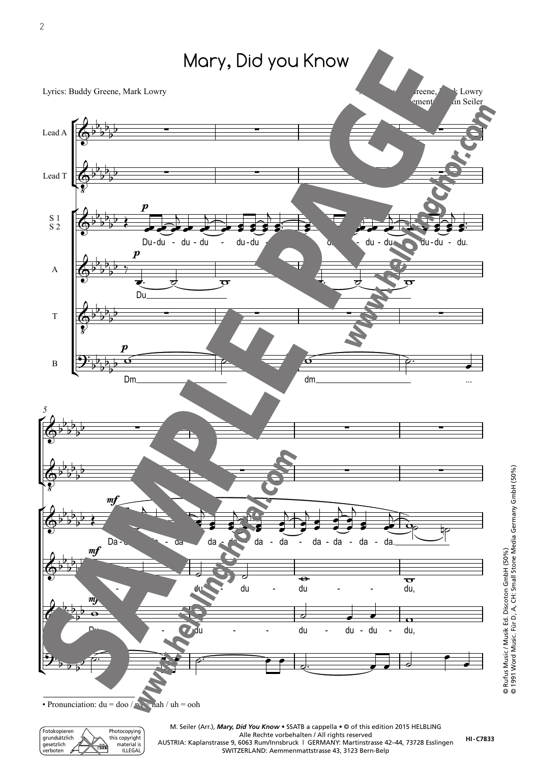# Mary, Did you Know

Lyrics: Buddy Greene, Mark Lowry

Music: Buddy Greene, Mark Lowry
Arrangement: Martin Seiler

• Pronunciation: du = doo / da = dah / uh = ooh

© Rufus Music / Musik Ed. Discoton GmbH (50%)
© 1991 Word Music. Für D, A, CH: Small Stone Media Germany GmbH (50%)

M. Seiler (Arr.), *Mary, Did You Know* • SSATB a cappella • © of this edition 2015 HELBLING
Alle Rechte vorbehalten / All rights reserved
AUSTRIA: Kaplanstrasse 9, 6063 Rum/Innsbruck | GERMANY: Martinstrasse 42–44, 73728 Esslingen
SWITZERLAND: Aemmenmattstrasse 43, 3123 Bern-Belp

HI-C7833

Fotokopieren grundsätzlich gesetzlich verboten / Photocopying this copyright material is ILLEGAL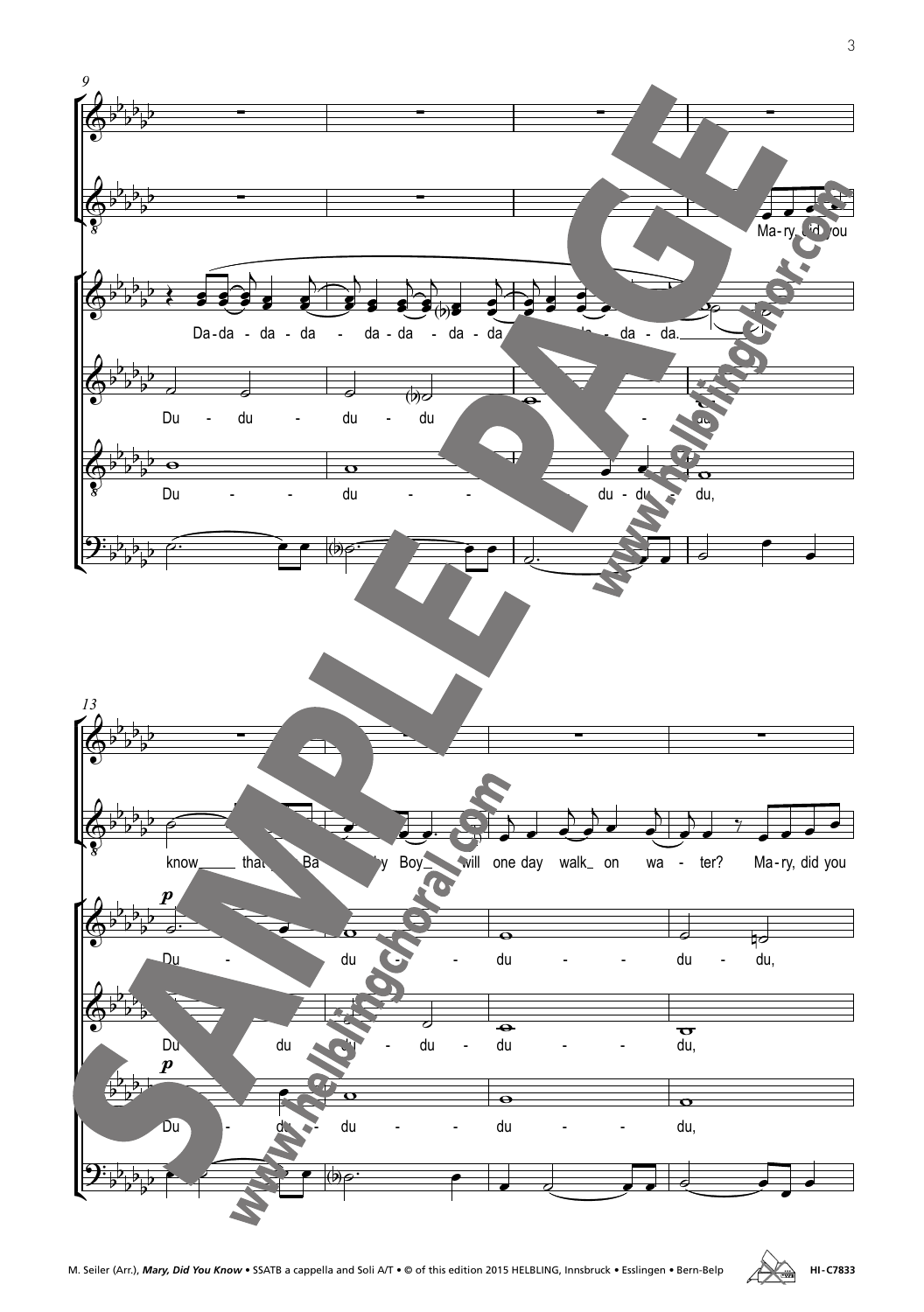M. Seiler (Arr.), *Mary, Did You Know* • SSATB a cappella and Soli A/T • © of this edition 2015 HELBLING, Innsbruck • Esslingen • Bern-Belp HI-C7833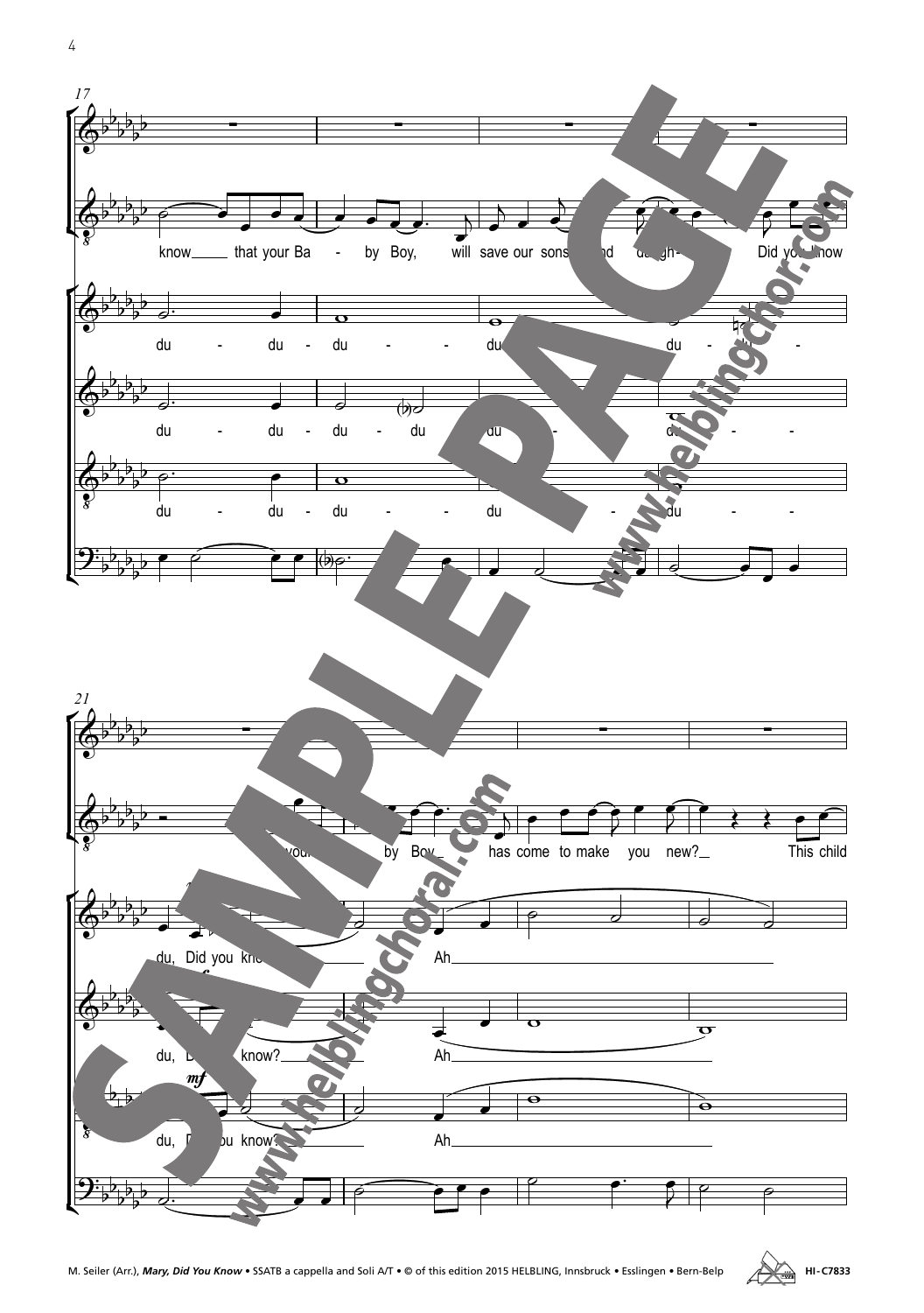17

know___ that your Ba - by Boy, will save our sons and daugh- Did you know

du - du - du - - du - du -

du - du - du - du du - du - -

du - du - du - - du - du - -

21

your Ba - by Boy___ has come to make you new?___ This child

du, Did you know?___ Ah___

du, Did you know?___ Ah___

*mf*

du, Did you know?___ Ah___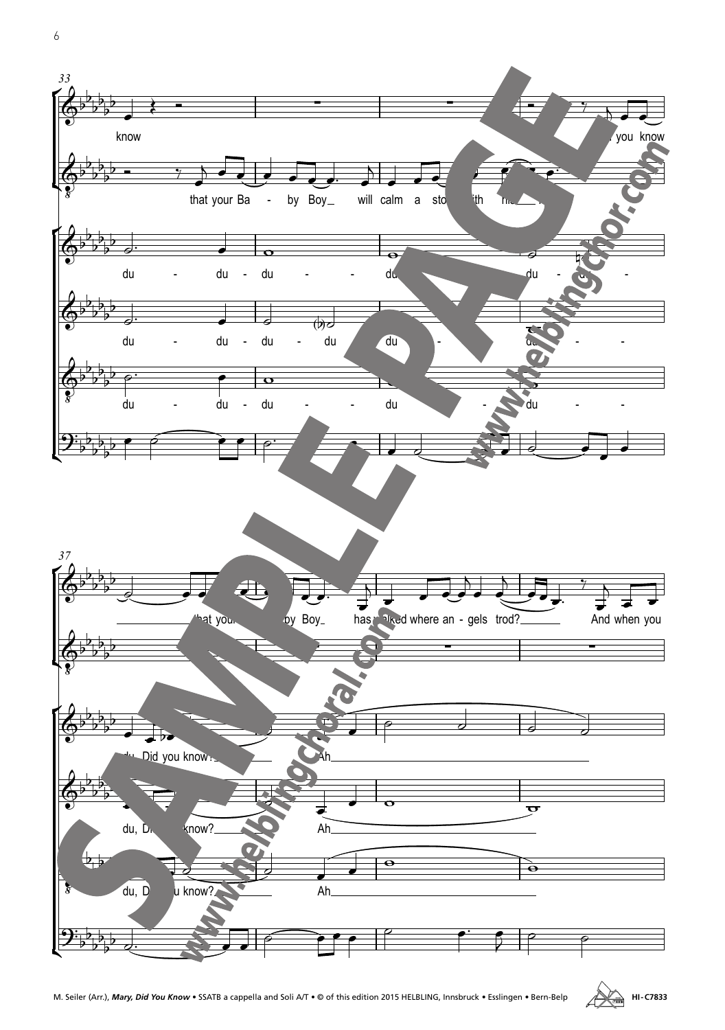33

know

that your Ba - by Boy will calm a sto- with his

you know

du - du - du - du

du - du - du - du - du

du - du - du - du

37

that your Ba - by Boy has walked where an - gels trod? And when you

du, Did you know? Ah

du, Did you know? Ah

du, Did you know? Ah

M. Seiler (Arr.), *Mary, Did You Know* • SSATB a cappella and Soli A/T • © of this edition 2015 HELBLING, Innsbruck • Esslingen • Bern-Belp

HI-C7833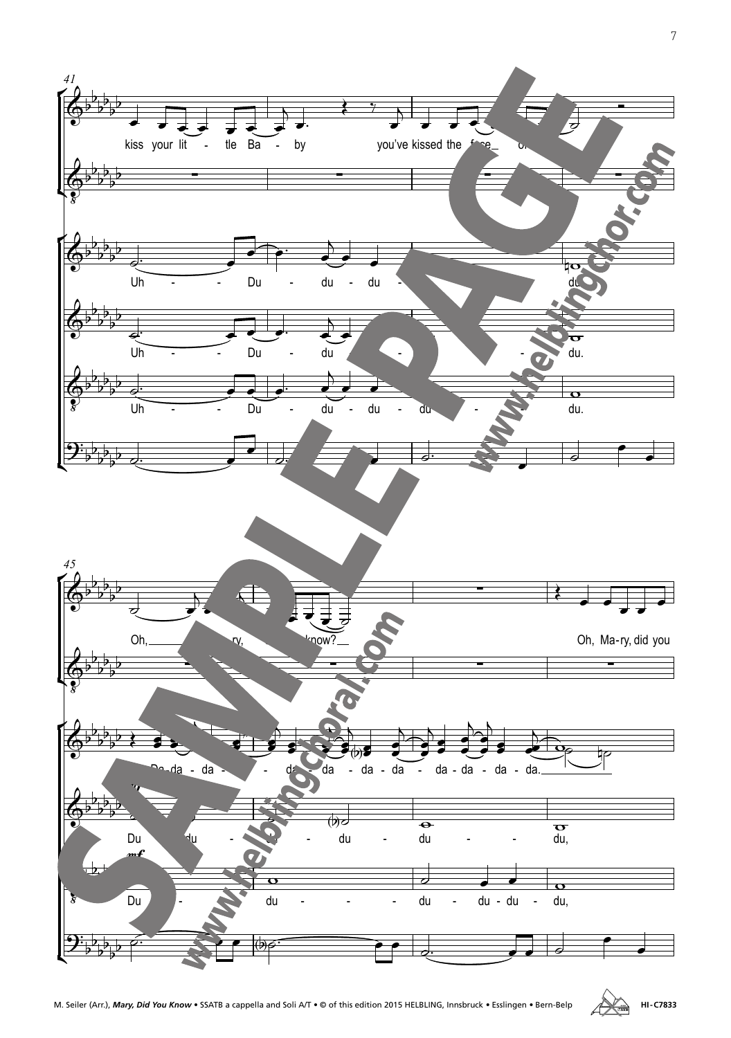41

kiss your lit - tle Ba - by you've kissed the face ...

Uh - - Du - du - du - ... du.

Uh - - Du - du ... - du.

Uh - - Du - du - du - du ... du.

45

Oh, ... ry, ... know?

Oh, Ma-ry, did you

Da-da - da - ... da - da - da - da - da - da - da - da - da.

Du ... du - ... - du - du - - du,

*mf*

Du - ... du - - - du - du - du - du - du,

SAMPLE PAGE

www.helblingchor.com

www.helblingchoral.com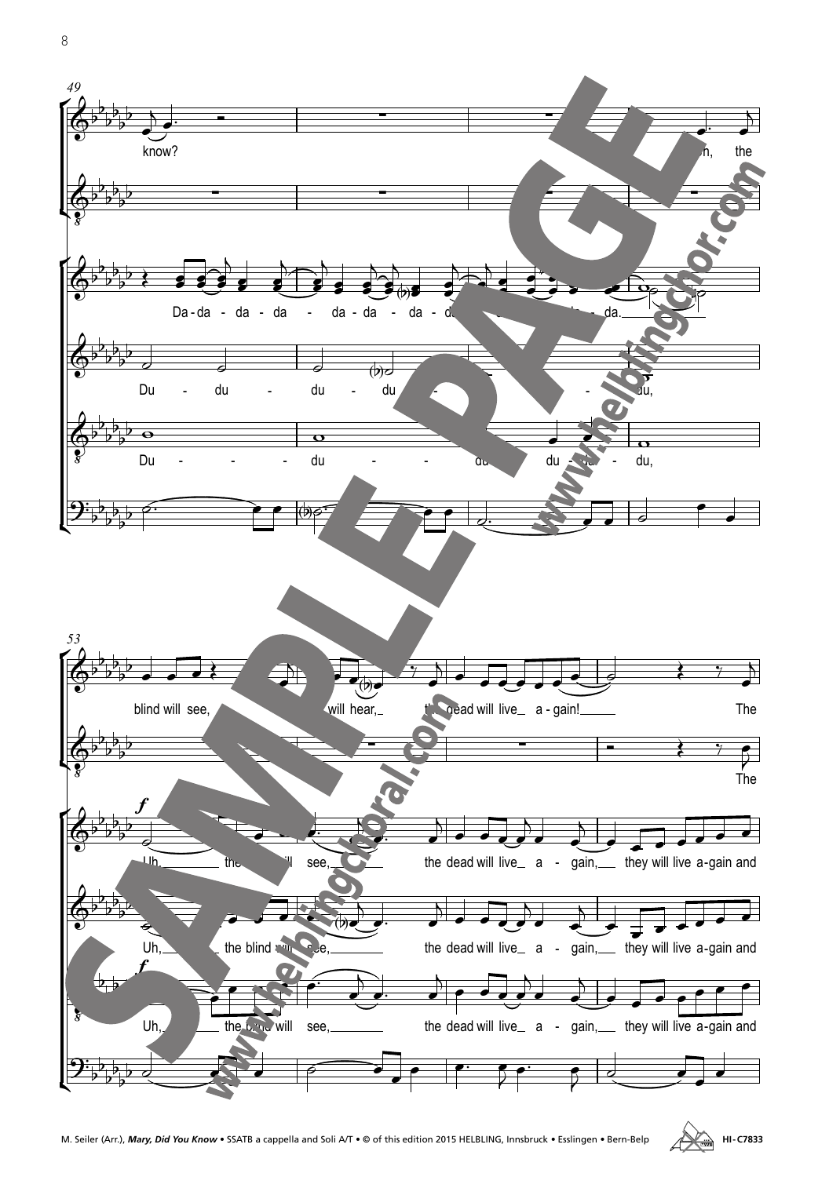49

know?

Da-da - da - da - da - da - da -

Du - du - du - du - du,

Du - du - du - du - du,

53

blind will see, will hear, the dead will live a - gain! The

The

*f*

Uh, the will see, the dead will live a - gain, they will live a-gain and

Uh, the blind will see, the dead will live a - gain, they will live a-gain and

*f*

Uh, the will see, the dead will live a - gain, they will live a-gain and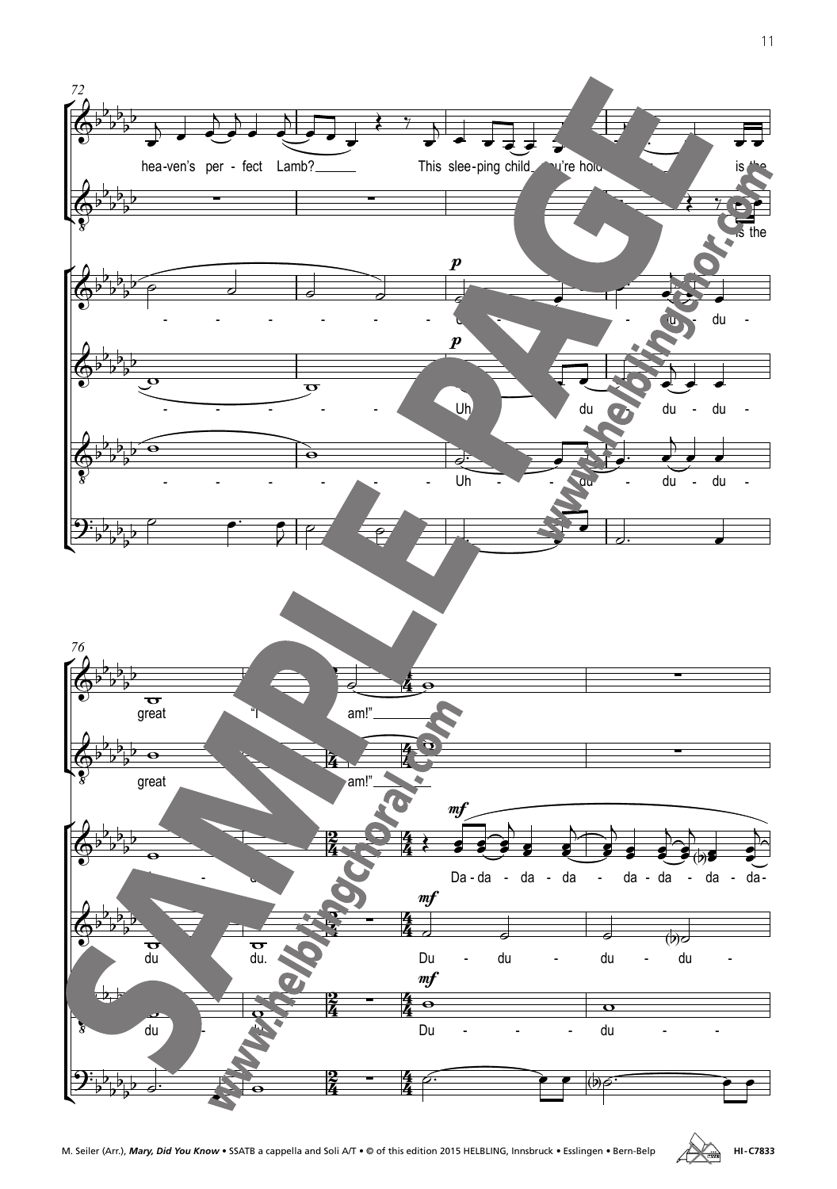M. Seiler (Arr.), *Mary, Did You Know* • SSATB a cappella and Soli A/T • © of this edition 2015 HELBLING, Innsbruck • Esslingen • Bern-Belp HI-C7833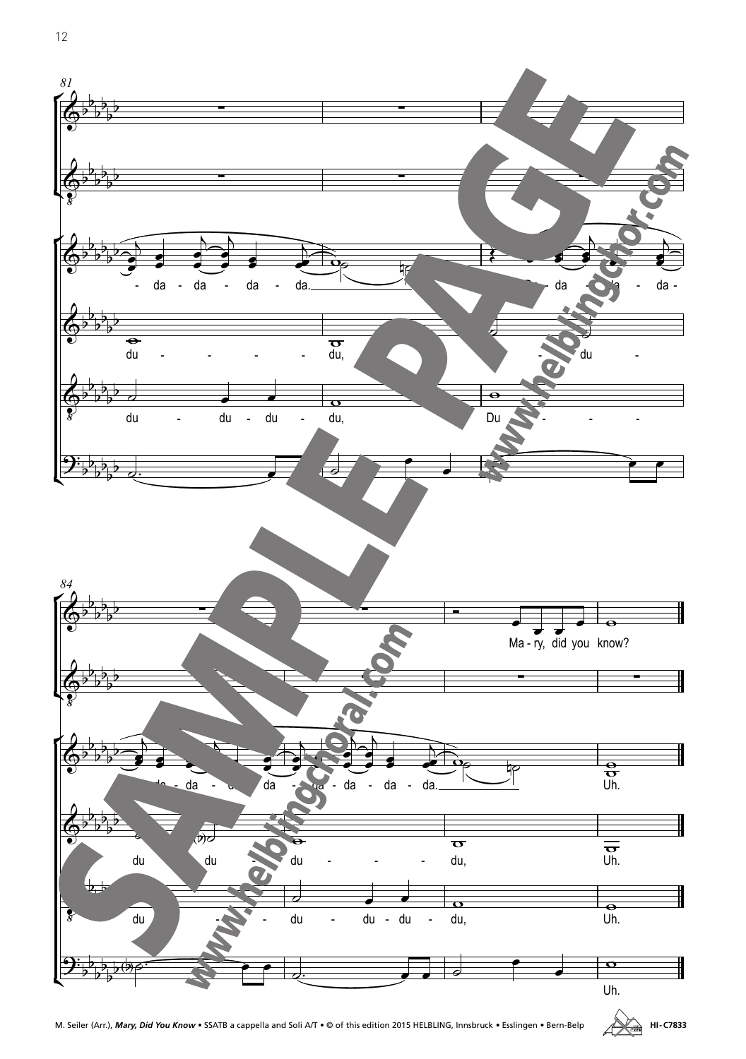81

- da - da - da - da.

du - - - - - du,

du - du - du - du,

- da - da - da -

- du -

Du - - -

84

Ma - ry, did you know?

- da - da - da - da - da - da - da.

Uh.

du - du - du - - - du,

Uh.

du - - du - du - du - du,

Uh.

Uh.